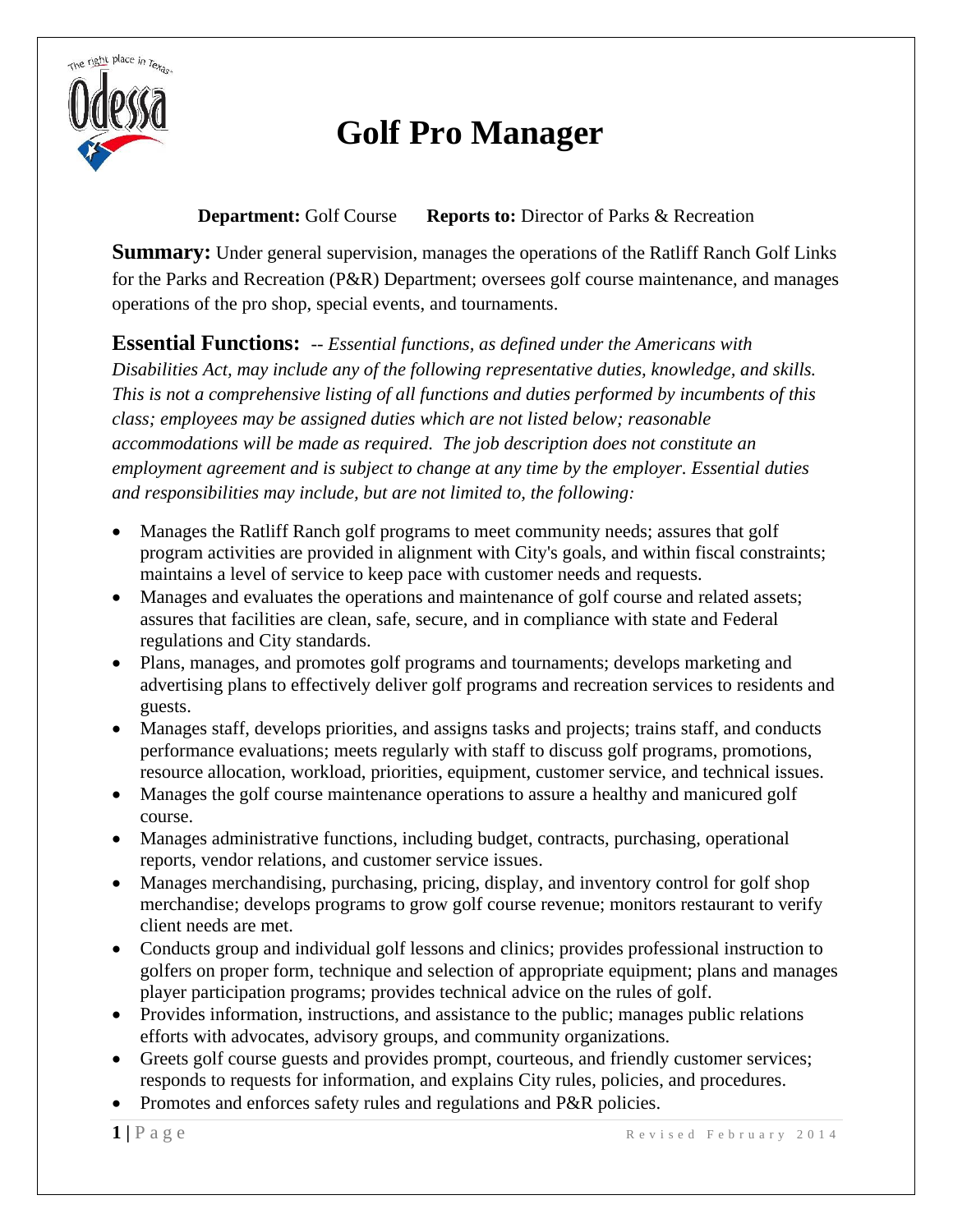# Golf Pro Manager

**Department:** Golf Course **Reports to:** Director of Parks & Recreation

**Summary:** Under general supervision, manages the operations of the Ratliff Ranch Golf Links for the Parks and Recreation (P&R) Department; oversees golf course maintenance, and manages operations of the pro shop, special events, and tournaments.

**Essential Functions:** *-- Essential functions, as defined under the Americans with Disabilities Act, may include any of the following representative duties, knowledge, and skills. This is not a comprehensive listing of all functions and duties performed by incumbents of this class; employees may be assigned duties which are not listed below; reasonable accommodations will be made as required. The job description does not constitute an employment agreement and is subject to change at any time by the employer. Essential duties and responsibilities may include, but are not limited to, the following:*

- Manages the Ratliff Ranch golf programs to meet community needs; assures that golf program activities are provided in alignment with City's goals, and within fiscal constraints; maintains a level of service to keep pace with customer needs and requests.
- Manages and evaluates the operations and maintenance of golf course and related assets; assures that facilities are clean, safe, secure, and in compliance with state and Federal regulations and City standards.
- Plans, manages, and promotes golf programs and tournaments; develops marketing and advertising plans to effectively deliver golf programs and recreation services to residents and guests.
- Manages staff, develops priorities, and assigns tasks and projects; trains staff, and conducts performance evaluations; meets regularly with staff to discuss golf programs, promotions, resource allocation, workload, priorities, equipment, customer service, and technical issues.
- Manages the golf course maintenance operations to assure a healthy and manicured golf course.
- Manages administrative functions, including budget, contracts, purchasing, operational reports, vendor relations, and customer service issues.
- Manages merchandising, purchasing, pricing, display, and inventory control for golf shop merchandise; develops programs to grow golf course revenue; monitors restaurant to verify client needs are met.
- Conducts group and individual golf lessons and clinics; provides professional instruction to golfers on proper form, technique and selection of appropriate equipment; plans and manages player participation programs; provides technical advice on the rules of golf.
- Provides information, instructions, and assistance to the public; manages public relations efforts with advocates, advisory groups, and community organizations.
- Greets golf course guests and provides prompt, courteous, and friendly customer services; responds to requests for information, and explains City rules, policies, and procedures.
- Promotes and enforces safety rules and regulations and P&R policies.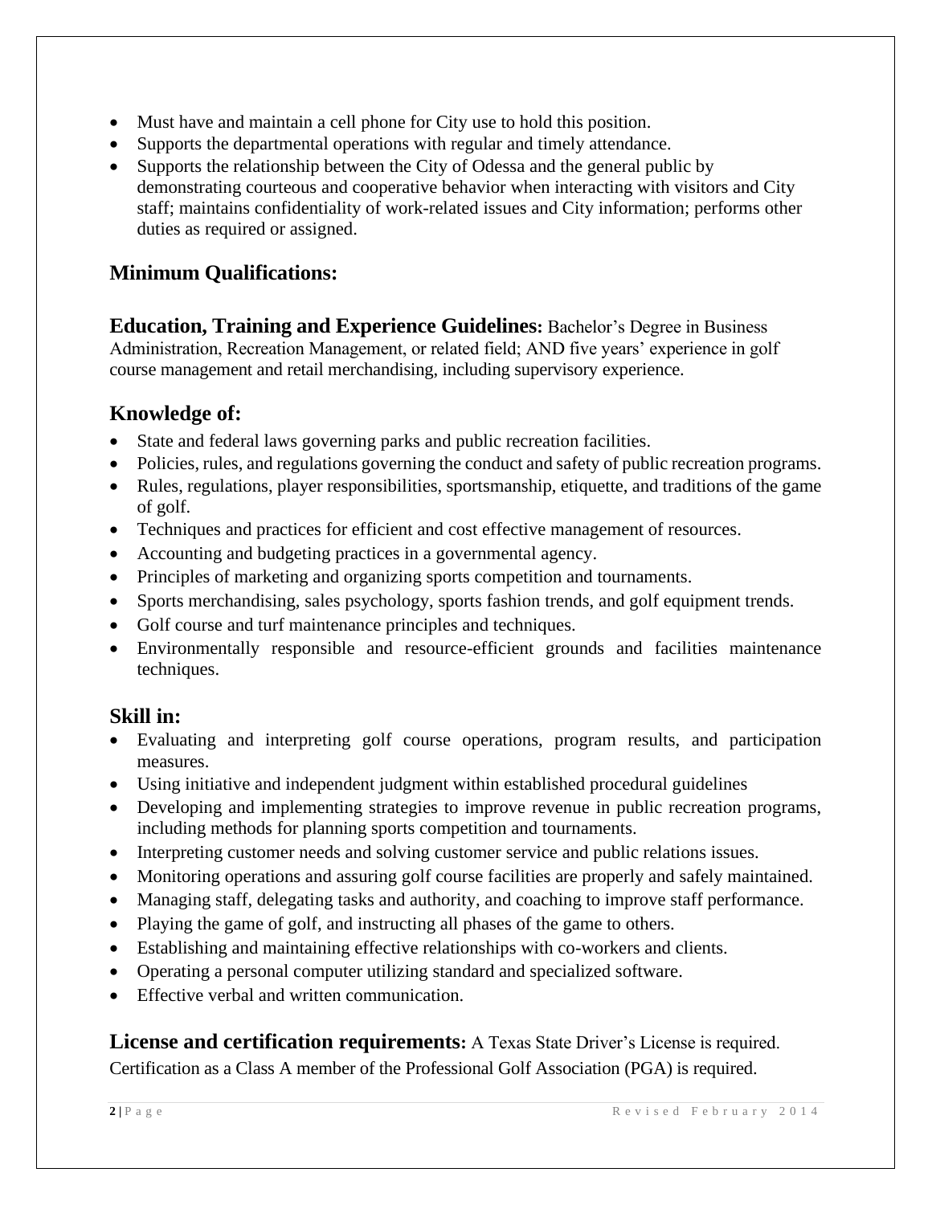- Must have and maintain a cell phone for City use to hold this position.
- Supports the departmental operations with regular and timely attendance.
- Supports the relationship between the City of Odessa and the general public by demonstrating courteous and cooperative behavior when interacting with visitors and City staff; maintains confidentiality of work-related issues and City information; performs other duties as required or assigned.

## Minimum Qualifications:

**Education, Training and Experience Guidelines:** Bachelor's Degree in Business Administration, Recreation Management, or related field; AND five years' experience in golf course management and retail merchandising, including supervisory experience.

### Knowledge of:

- State and federal laws governing parks and public recreation facilities.
- Policies, rules, and regulations governing the conduct and safety of public recreation programs.
- Rules, regulations, player responsibilities, sportsmanship, etiquette, and traditions of the game of golf.
- Techniques and practices for efficient and cost effective management of resources.
- Accounting and budgeting practices in a governmental agency.
- Principles of marketing and organizing sports competition and tournaments.
- Sports merchandising, sales psychology, sports fashion trends, and golf equipment trends.
- Golf course and turf maintenance principles and techniques.
- Environmentally responsible and resource-efficient grounds and facilities maintenance techniques.

### Skill in:

- Evaluating and interpreting golf course operations, program results, and participation measures.
- Using initiative and independent judgment within established procedural guidelines
- Developing and implementing strategies to improve revenue in public recreation programs, including methods for planning sports competition and tournaments.
- Interpreting customer needs and solving customer service and public relations issues.
- Monitoring operations and assuring golf course facilities are properly and safely maintained.
- Managing staff, delegating tasks and authority, and coaching to improve staff performance.
- Playing the game of golf, and instructing all phases of the game to others.
- Establishing and maintaining effective relationships with co-workers and clients.
- Operating a personal computer utilizing standard and specialized software.
- Effective verbal and written communication.

**License and certification requirements:** A Texas State Driver's License is required. Certification as a Class A member of the Professional Golf Association (PGA) is required.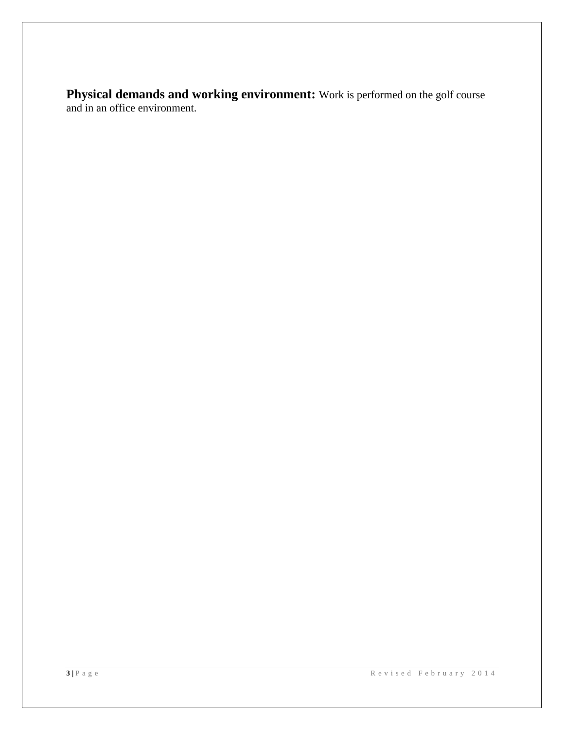**Physical demands and working environment:** Work is performed on the golf course and in an office environment.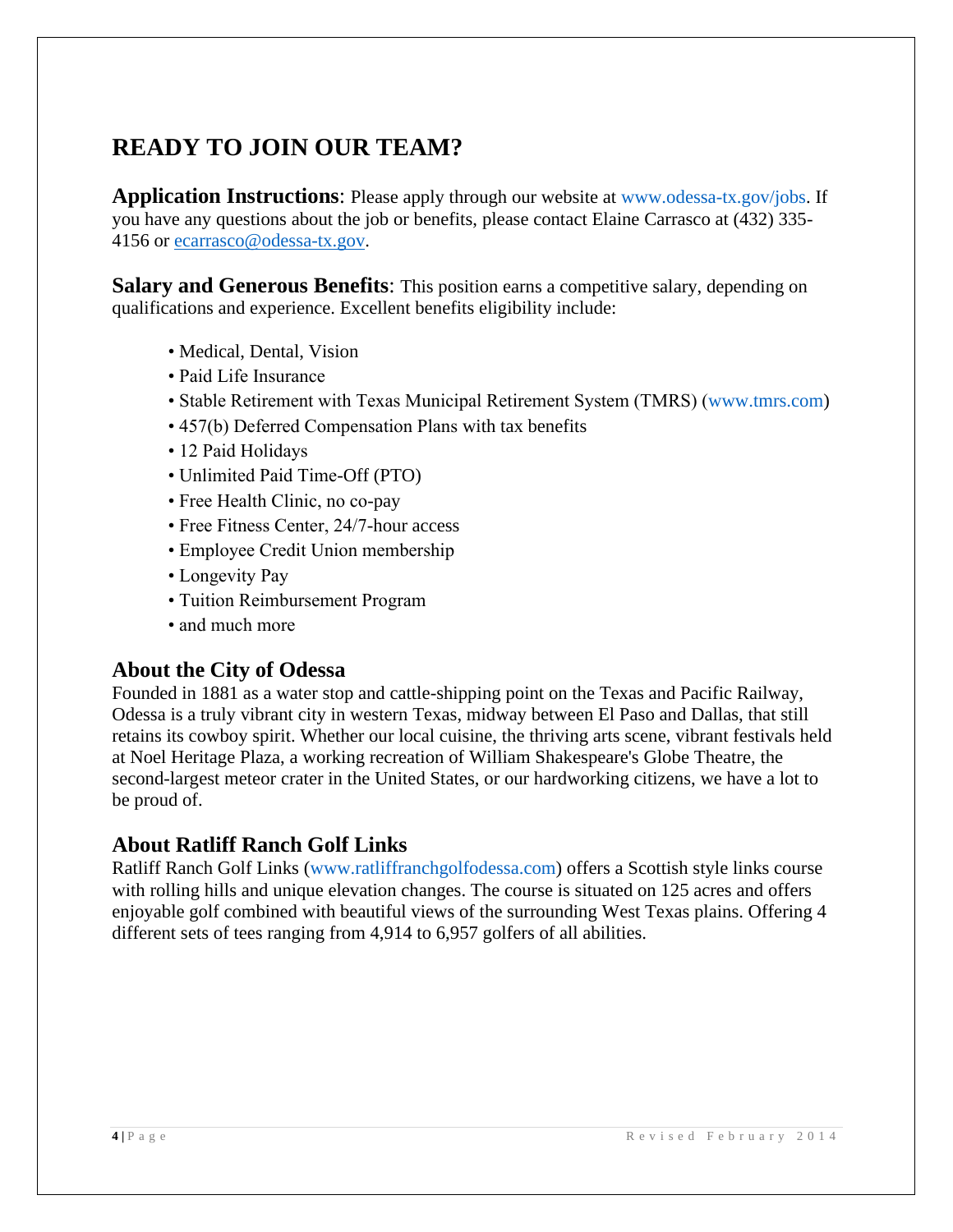# READY TO JOIN OUR TEAM?

**Application Instructions**: Please apply through our website at www.odessa-tx.gov/jobs. If you have any questions about the job or benefits, please contact Elaine Carrasco at (432) 335-4156 or ecarrasco@odessa-tx.gov.

**Salary and Generous Benefits**: This position earns a competitive salary, depending on qualifications and experience. Excellent benefits eligibility include:

- Medical, Dental, Vision
- Paid Life Insurance
- Stable Retirement with Texas Municipal Retirement System (TMRS) (www.tmrs.com)
- 457(b) Deferred Compensation Plans with tax benefits
- 12 Paid Holidays
- Unlimited Paid Time-Off (PTO)
- Free Health Clinic, no co-pay
- Free Fitness Center, 24/7-hour access
- Employee Credit Union membership
- Longevity Pay
- Tuition Reimbursement Program
- and much more

## About the City of Odessa

Founded in 1881 as a water stop and cattle-shipping point on the Texas and Pacific Railway, Odessa is a truly vibrant city in western Texas, midway between El Paso and Dallas, that still retains its cowboy spirit. Whether our local cuisine, the thriving arts scene, vibrant festivals held at Noel Heritage Plaza, a working recreation of William Shakespeare's Globe Theatre, the second-largest meteor crater in the United States, or our hardworking citizens, we have a lot to be proud of.

## About Ratliff Ranch Golf Links

Ratliff Ranch Golf Links (www.ratliffranchgolfodessa.com) offers a Scottish style links course with rolling hills and unique elevation changes. The course is situated on 125 acres and offers enjoyable golf combined with beautiful views of the surrounding West Texas plains. Offering 4 different sets of tees ranging from 4,914 to 6,957 golfers of all abilities.